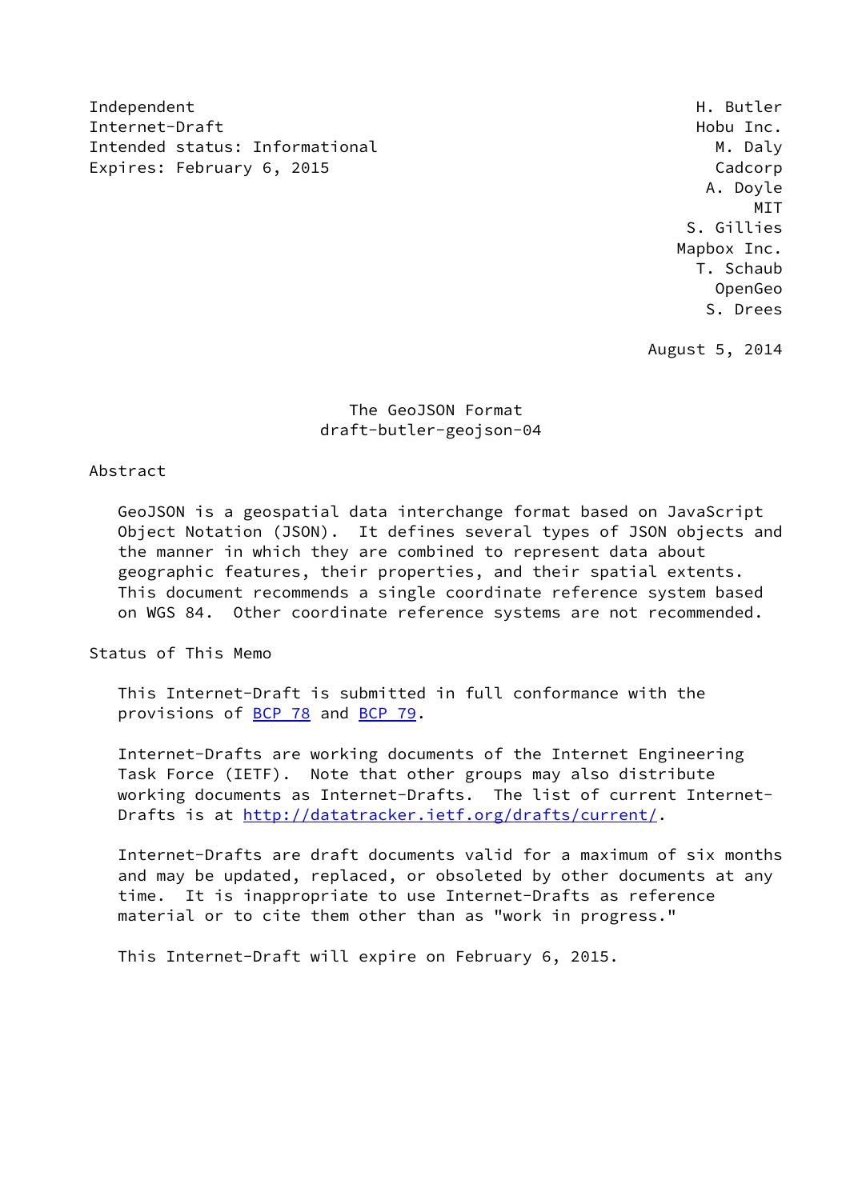Independent H. Butler
Internet-Draft Hobu Inc.
Intended status: Informational M. Daly
Expires: February 6, 2015 Cadcorp
A. Doyle
MIT
S. Gillies
Mapbox Inc.
T. Schaub
OpenGeo
S. Drees

August 5, 2014

# The GeoJSON Format
draft-butler-geojson-04

## Abstract

GeoJSON is a geospatial data interchange format based on JavaScript Object Notation (JSON). It defines several types of JSON objects and the manner in which they are combined to represent data about geographic features, their properties, and their spatial extents. This document recommends a single coordinate reference system based on WGS 84. Other coordinate reference systems are not recommended.

## Status of This Memo

This Internet-Draft is submitted in full conformance with the provisions of BCP 78 and BCP 79.

Internet-Drafts are working documents of the Internet Engineering Task Force (IETF). Note that other groups may also distribute working documents as Internet-Drafts. The list of current Internet-Drafts is at http://datatracker.ietf.org/drafts/current/.

Internet-Drafts are draft documents valid for a maximum of six months and may be updated, replaced, or obsoleted by other documents at any time. It is inappropriate to use Internet-Drafts as reference material or to cite them other than as "work in progress."

This Internet-Draft will expire on February 6, 2015.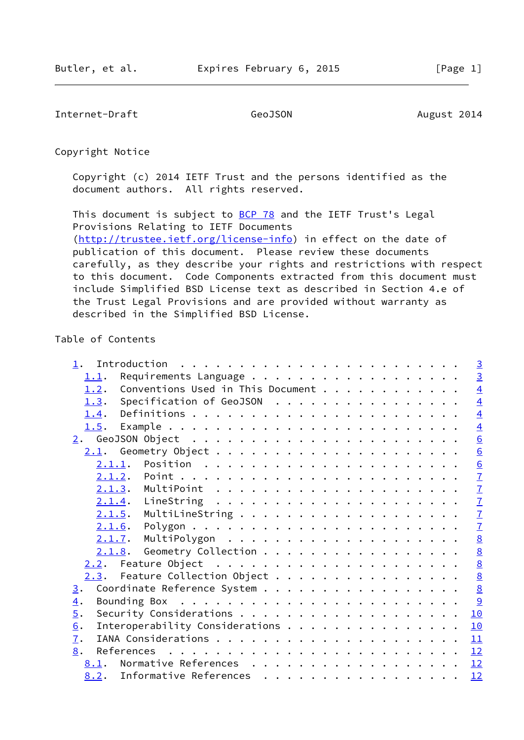## Copyright Notice

Copyright (c) 2014 IETF Trust and the persons identified as the document authors. All rights reserved.

This document is subject to BCP 78 and the IETF Trust's Legal Provisions Relating to IETF Documents (http://trustee.ietf.org/license-info) in effect on the date of publication of this document. Please review these documents carefully, as they describe your rights and restrictions with respect to this document. Code Components extracted from this document must include Simplified BSD License text as described in Section 4.e of the Trust Legal Provisions and are provided without warranty as described in the Simplified BSD License.

## Table of Contents

```
   1.  Introduction . . . . . . . . . . . . . . . . . . . . . . . .   3
     1.1.  Requirements Language  . . . . . . . . . . . . . . . . .   3
     1.2.  Conventions Used in This Document  . . . . . . . . . . .   4
     1.3.  Specification of GeoJSON . . . . . . . . . . . . . . . .   4
     1.4.  Definitions  . . . . . . . . . . . . . . . . . . . . . .   4
     1.5.  Example  . . . . . . . . . . . . . . . . . . . . . . . .   4
   2.  GeoJSON Object . . . . . . . . . . . . . . . . . . . . . . .   6
     2.1.  Geometry Object  . . . . . . . . . . . . . . . . . . . .   6
       2.1.1.  Position . . . . . . . . . . . . . . . . . . . . . .   6
       2.1.2.  Point  . . . . . . . . . . . . . . . . . . . . . . .   7
       2.1.3.  MultiPoint . . . . . . . . . . . . . . . . . . . . .   7
       2.1.4.  LineString . . . . . . . . . . . . . . . . . . . . .   7
       2.1.5.  MultiLineString  . . . . . . . . . . . . . . . . . .   7
       2.1.6.  Polygon  . . . . . . . . . . . . . . . . . . . . . .   7
       2.1.7.  MultiPolygon . . . . . . . . . . . . . . . . . . . .   8
       2.1.8.  Geometry Collection  . . . . . . . . . . . . . . . .   8
     2.2.  Feature Object . . . . . . . . . . . . . . . . . . . . .   8
     2.3.  Feature Collection Object  . . . . . . . . . . . . . . .   8
   3.  Coordinate Reference System  . . . . . . . . . . . . . . . .   8
   4.  Bounding Box . . . . . . . . . . . . . . . . . . . . . . . .   9
   5.  Security Considerations  . . . . . . . . . . . . . . . . . .  10
   6.  Interoperability Considerations  . . . . . . . . . . . . . .  10
   7.  IANA Considerations  . . . . . . . . . . . . . . . . . . . .  11
   8.  References . . . . . . . . . . . . . . . . . . . . . . . . .  12
     8.1.  Normative References . . . . . . . . . . . . . . . . . .  12
     8.2.  Informative References . . . . . . . . . . . . . . . . .  12
```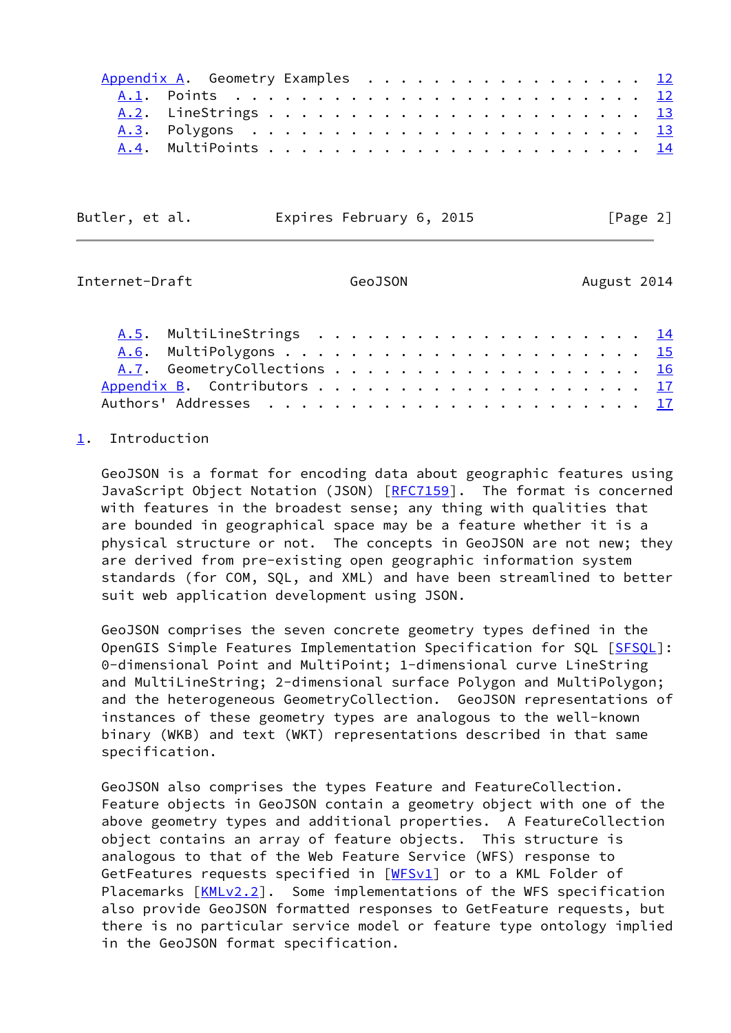Appendix A. Geometry Examples . . . . . . . . . . . . . . . . . . . 12
  A.1. Points . . . . . . . . . . . . . . . . . . . . . . . . . . 12
  A.2. LineStrings . . . . . . . . . . . . . . . . . . . . . . . . 13
  A.3. Polygons . . . . . . . . . . . . . . . . . . . . . . . . . 13
  A.4. MultiPoints . . . . . . . . . . . . . . . . . . . . . . . . 14
  A.5. MultiLineStrings . . . . . . . . . . . . . . . . . . . . . 14
  A.6. MultiPolygons . . . . . . . . . . . . . . . . . . . . . . . 15
  A.7. GeometryCollections . . . . . . . . . . . . . . . . . . . . 16
Appendix B. Contributors . . . . . . . . . . . . . . . . . . . . . 17
Authors' Addresses . . . . . . . . . . . . . . . . . . . . . . . . 17

# 1. Introduction

GeoJSON is a format for encoding data about geographic features using JavaScript Object Notation (JSON) [RFC7159]. The format is concerned with features in the broadest sense; any thing with qualities that are bounded in geographical space may be a feature whether it is a physical structure or not. The concepts in GeoJSON are not new; they are derived from pre-existing open geographic information system standards (for COM, SQL, and XML) and have been streamlined to better suit web application development using JSON.

GeoJSON comprises the seven concrete geometry types defined in the OpenGIS Simple Features Implementation Specification for SQL [SFSQL]: 0-dimensional Point and MultiPoint; 1-dimensional curve LineString and MultiLineString; 2-dimensional surface Polygon and MultiPolygon; and the heterogeneous GeometryCollection. GeoJSON representations of instances of these geometry types are analogous to the well-known binary (WKB) and text (WKT) representations described in that same specification.

GeoJSON also comprises the types Feature and FeatureCollection. Feature objects in GeoJSON contain a geometry object with one of the above geometry types and additional properties. A FeatureCollection object contains an array of feature objects. This structure is analogous to that of the Web Feature Service (WFS) response to GetFeatures requests specified in [WFSv1] or to a KML Folder of Placemarks [KMLv2.2]. Some implementations of the WFS specification also provide GeoJSON formatted responses to GetFeature requests, but there is no particular service model or feature type ontology implied in the GeoJSON format specification.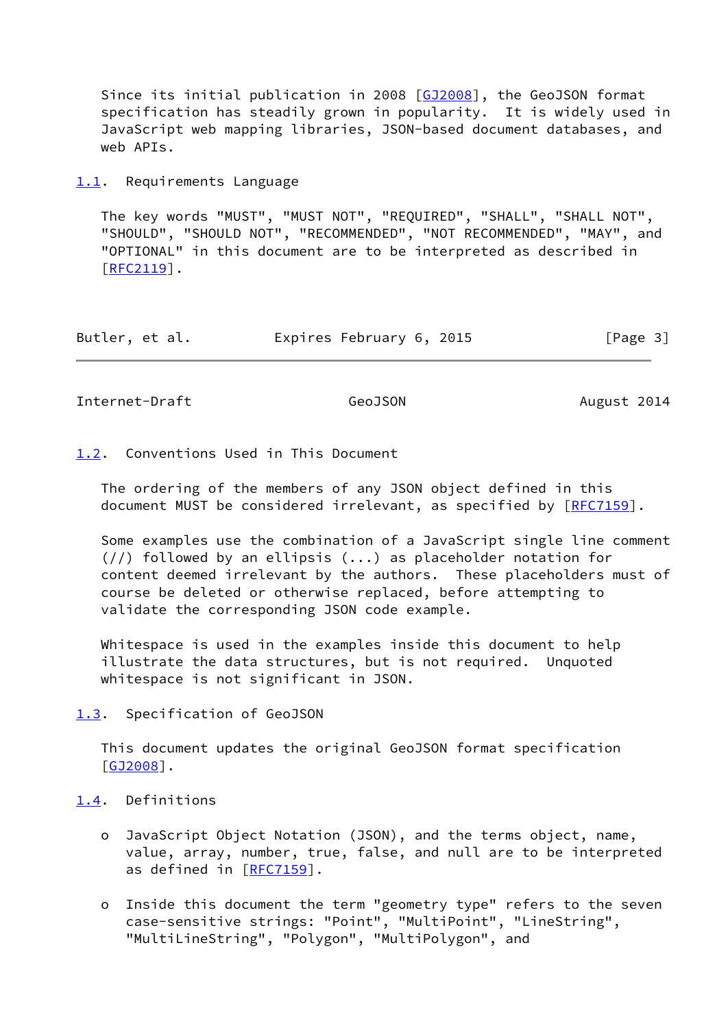Since its initial publication in 2008 [GJ2008], the GeoJSON format specification has steadily grown in popularity. It is widely used in JavaScript web mapping libraries, JSON-based document databases, and web APIs.

### 1.1. Requirements Language

The key words "MUST", "MUST NOT", "REQUIRED", "SHALL", "SHALL NOT", "SHOULD", "SHOULD NOT", "RECOMMENDED", "NOT RECOMMENDED", "MAY", and "OPTIONAL" in this document are to be interpreted as described in [RFC2119].

### 1.2. Conventions Used in This Document

The ordering of the members of any JSON object defined in this document MUST be considered irrelevant, as specified by [RFC7159].

Some examples use the combination of a JavaScript single line comment (//) followed by an ellipsis (...) as placeholder notation for content deemed irrelevant by the authors. These placeholders must of course be deleted or otherwise replaced, before attempting to validate the corresponding JSON code example.

Whitespace is used in the examples inside this document to help illustrate the data structures, but is not required. Unquoted whitespace is not significant in JSON.

### 1.3. Specification of GeoJSON

This document updates the original GeoJSON format specification [GJ2008].

### 1.4. Definitions

- JavaScript Object Notation (JSON), and the terms object, name, value, array, number, true, false, and null are to be interpreted as defined in [RFC7159].

- Inside this document the term "geometry type" refers to the seven case-sensitive strings: "Point", "MultiPoint", "LineString", "MultiLineString", "Polygon", "MultiPolygon", and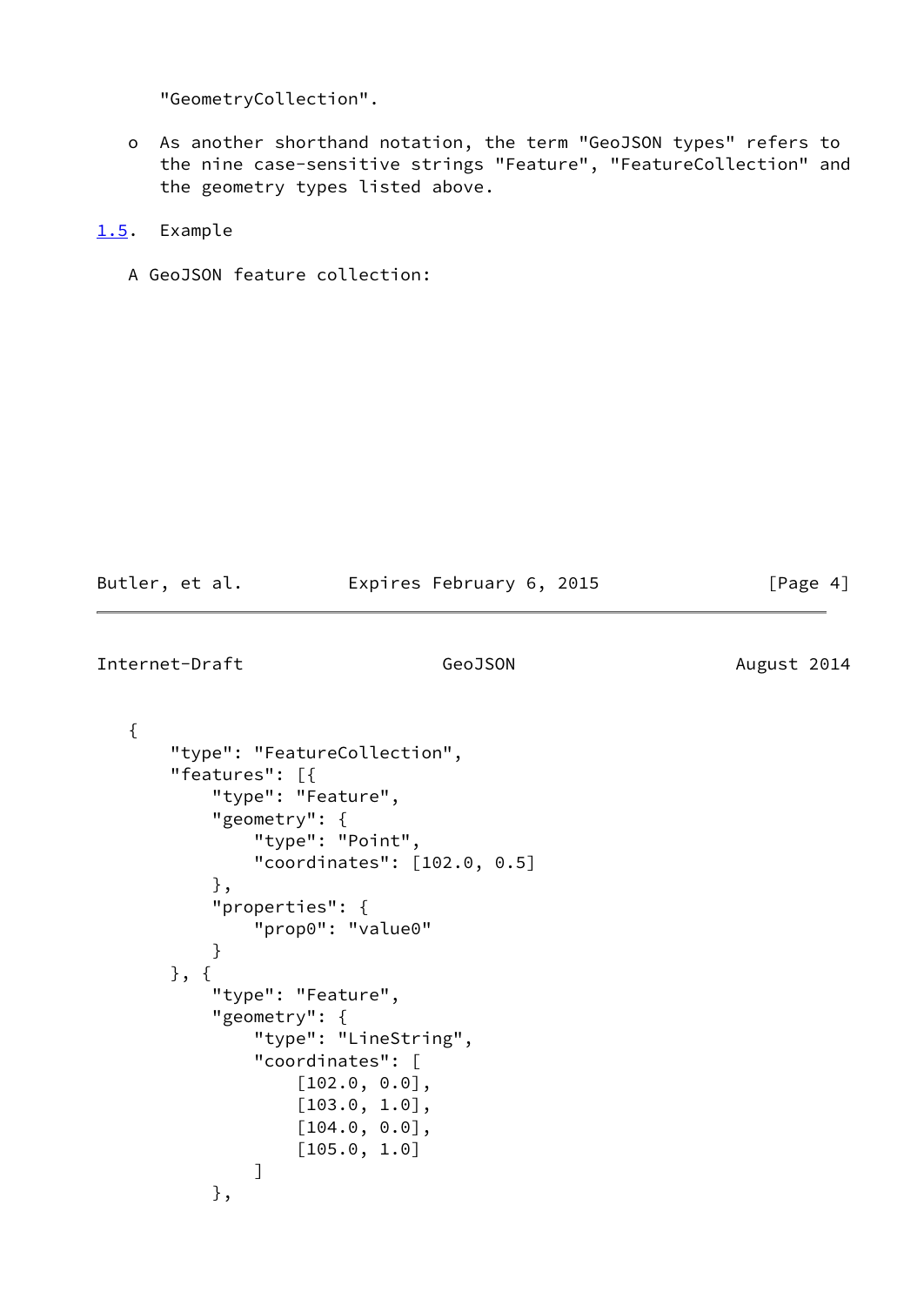"GeometryCollection".

- As another shorthand notation, the term "GeoJSON types" refers to the nine case-sensitive strings "Feature", "FeatureCollection" and the geometry types listed above.

### 1.5. Example

A GeoJSON feature collection:

```
{
    "type": "FeatureCollection",
    "features": [{
        "type": "Feature",
        "geometry": {
            "type": "Point",
            "coordinates": [102.0, 0.5]
        },
        "properties": {
            "prop0": "value0"
        }
    }, {
        "type": "Feature",
        "geometry": {
            "type": "LineString",
            "coordinates": [
                [102.0, 0.0],
                [103.0, 1.0],
                [104.0, 0.0],
                [105.0, 1.0]
            ]
        },
```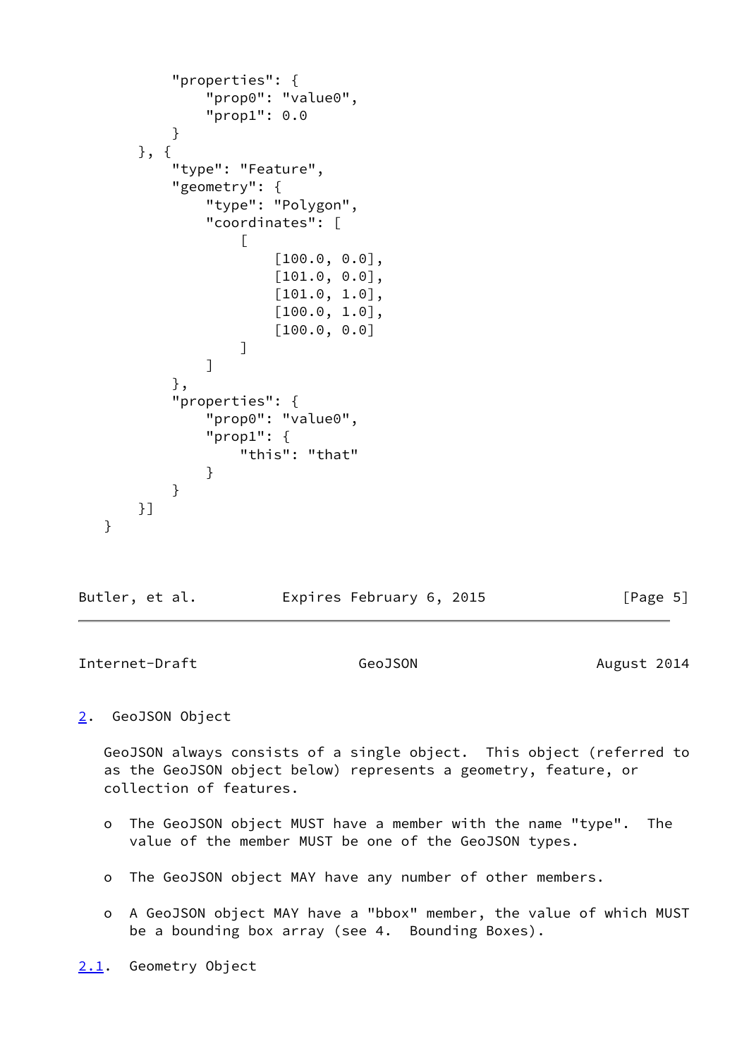```
          "properties": {
              "prop0": "value0",
              "prop1": 0.0
          }
      }, {
          "type": "Feature",
          "geometry": {
              "type": "Polygon",
              "coordinates": [
                  [
                      [100.0, 0.0],
                      [101.0, 0.0],
                      [101.0, 1.0],
                      [100.0, 1.0],
                      [100.0, 0.0]
                  ]
              ]
          },
          "properties": {
              "prop0": "value0",
              "prop1": {
                  "this": "that"
              }
          }
      }]
  }
```

## 2. GeoJSON Object

GeoJSON always consists of a single object. This object (referred to as the GeoJSON object below) represents a geometry, feature, or collection of features.

- The GeoJSON object MUST have a member with the name "type". The value of the member MUST be one of the GeoJSON types.

- The GeoJSON object MAY have any number of other members.

- A GeoJSON object MAY have a "bbox" member, the value of which MUST be a bounding box array (see 4. Bounding Boxes).

### 2.1. Geometry Object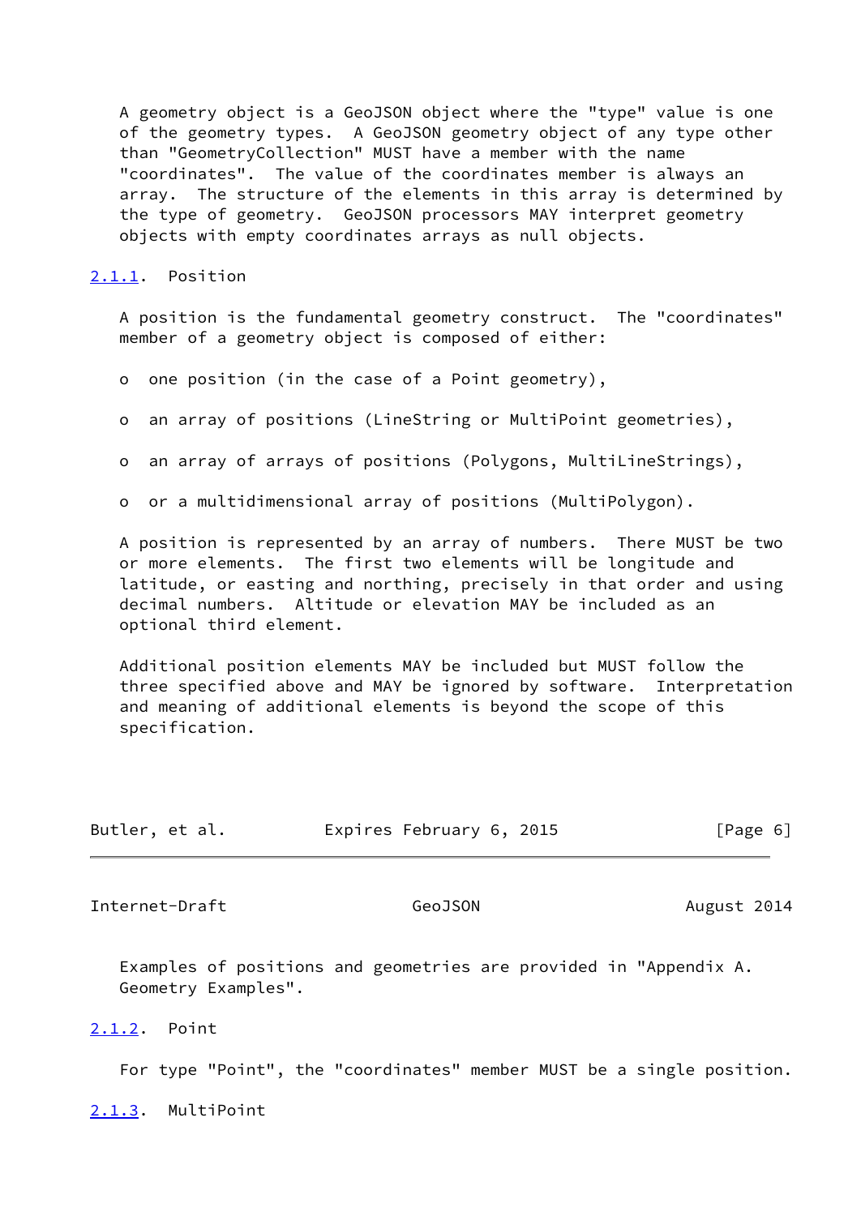A geometry object is a GeoJSON object where the "type" value is one of the geometry types. A GeoJSON geometry object of any type other than "GeometryCollection" MUST have a member with the name "coordinates". The value of the coordinates member is always an array. The structure of the elements in this array is determined by the type of geometry. GeoJSON processors MAY interpret geometry objects with empty coordinates arrays as null objects.

#### 2.1.1. Position

A position is the fundamental geometry construct. The "coordinates" member of a geometry object is composed of either:

- one position (in the case of a Point geometry),
- an array of positions (LineString or MultiPoint geometries),
- an array of arrays of positions (Polygons, MultiLineStrings),
- or a multidimensional array of positions (MultiPolygon).

A position is represented by an array of numbers. There MUST be two or more elements. The first two elements will be longitude and latitude, or easting and northing, precisely in that order and using decimal numbers. Altitude or elevation MAY be included as an optional third element.

Additional position elements MAY be included but MUST follow the three specified above and MAY be ignored by software. Interpretation and meaning of additional elements is beyond the scope of this specification.

Examples of positions and geometries are provided in "Appendix A. Geometry Examples".

#### 2.1.2. Point

For type "Point", the "coordinates" member MUST be a single position.

#### 2.1.3. MultiPoint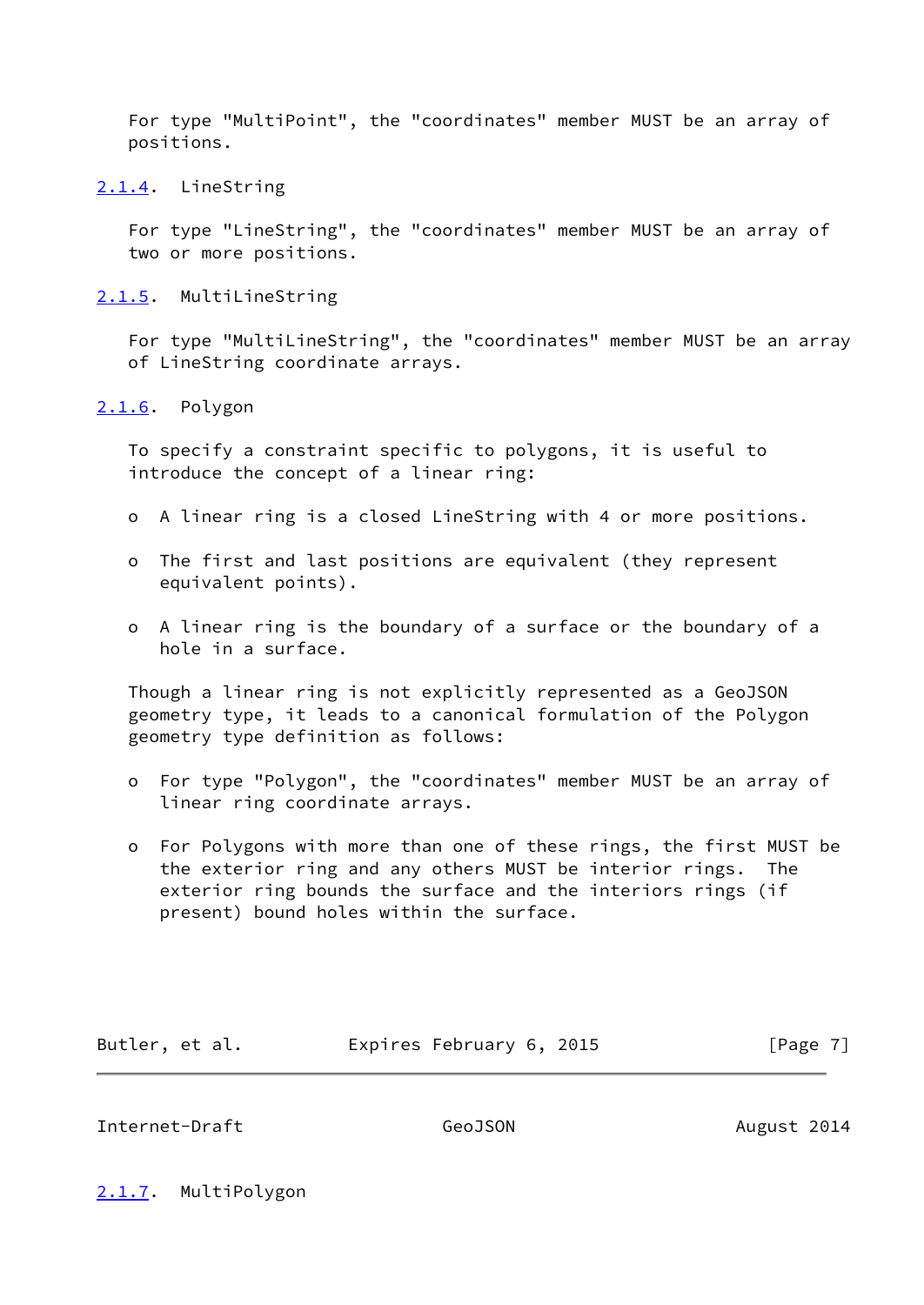For type "MultiPoint", the "coordinates" member MUST be an array of positions.

#### 2.1.4. LineString

For type "LineString", the "coordinates" member MUST be an array of two or more positions.

#### 2.1.5. MultiLineString

For type "MultiLineString", the "coordinates" member MUST be an array of LineString coordinate arrays.

#### 2.1.6. Polygon

To specify a constraint specific to polygons, it is useful to introduce the concept of a linear ring:

- A linear ring is a closed LineString with 4 or more positions.
- The first and last positions are equivalent (they represent equivalent points).
- A linear ring is the boundary of a surface or the boundary of a hole in a surface.

Though a linear ring is not explicitly represented as a GeoJSON geometry type, it leads to a canonical formulation of the Polygon geometry type definition as follows:

- For type "Polygon", the "coordinates" member MUST be an array of linear ring coordinate arrays.
- For Polygons with more than one of these rings, the first MUST be the exterior ring and any others MUST be interior rings. The exterior ring bounds the surface and the interiors rings (if present) bound holes within the surface.

#### 2.1.7. MultiPolygon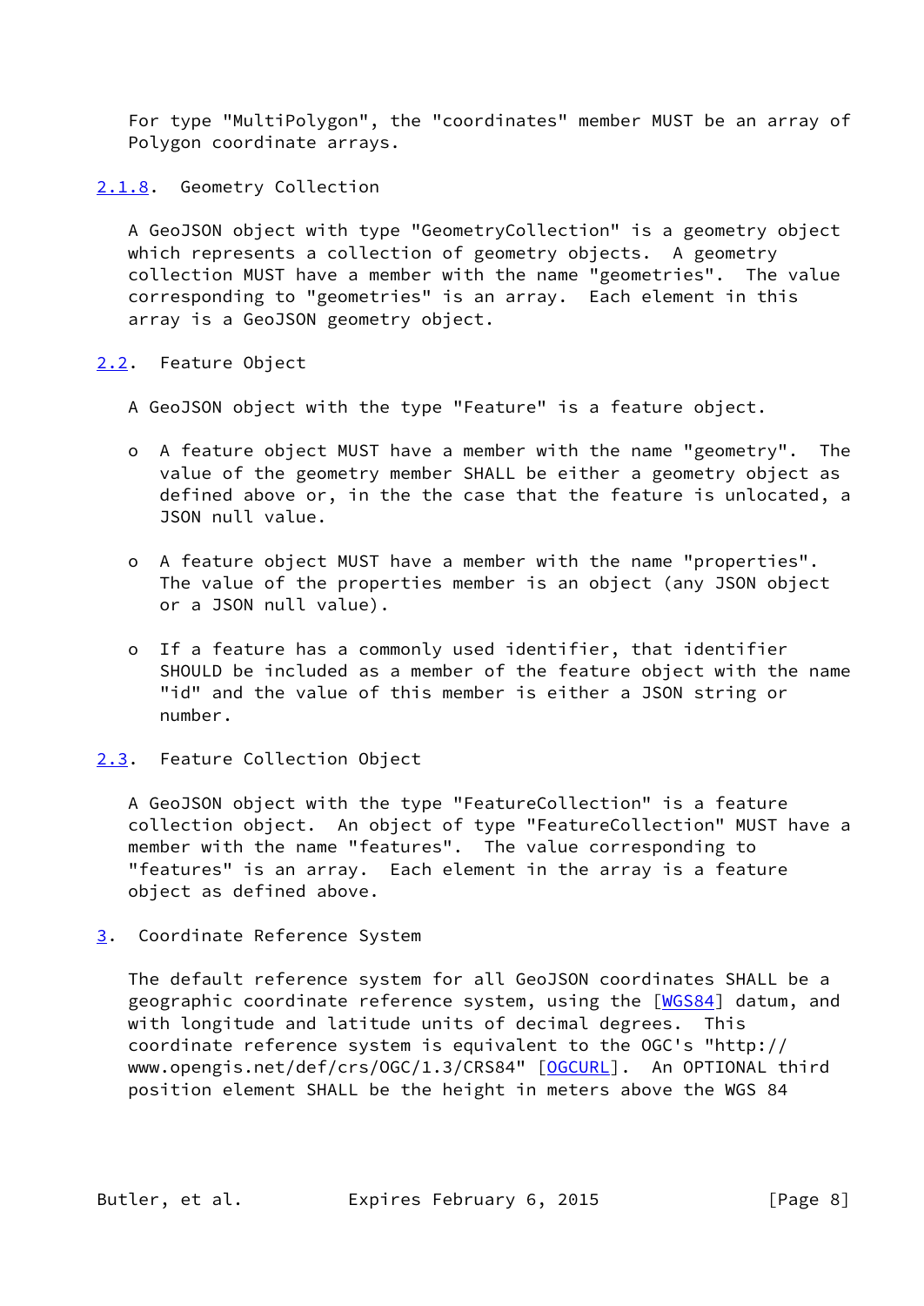For type "MultiPolygon", the "coordinates" member MUST be an array of Polygon coordinate arrays.

#### 2.1.8. Geometry Collection

A GeoJSON object with type "GeometryCollection" is a geometry object which represents a collection of geometry objects. A geometry collection MUST have a member with the name "geometries". The value corresponding to "geometries" is an array. Each element in this array is a GeoJSON geometry object.

### 2.2. Feature Object

A GeoJSON object with the type "Feature" is a feature object.

- A feature object MUST have a member with the name "geometry". The value of the geometry member SHALL be either a geometry object as defined above or, in the the case that the feature is unlocated, a JSON null value.

- A feature object MUST have a member with the name "properties". The value of the properties member is an object (any JSON object or a JSON null value).

- If a feature has a commonly used identifier, that identifier SHOULD be included as a member of the feature object with the name "id" and the value of this member is either a JSON string or number.

### 2.3. Feature Collection Object

A GeoJSON object with the type "FeatureCollection" is a feature collection object. An object of type "FeatureCollection" MUST have a member with the name "features". The value corresponding to "features" is an array. Each element in the array is a feature object as defined above.

## 3. Coordinate Reference System

The default reference system for all GeoJSON coordinates SHALL be a geographic coordinate reference system, using the [WGS84] datum, and with longitude and latitude units of decimal degrees. This coordinate reference system is equivalent to the OGC's "http://www.opengis.net/def/crs/OGC/1.3/CRS84" [OGCURL]. An OPTIONAL third position element SHALL be the height in meters above the WGS 84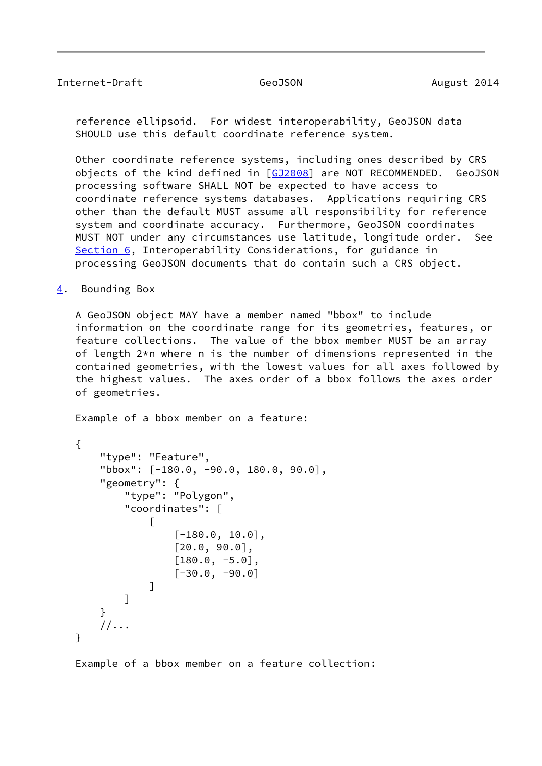reference ellipsoid.  For widest interoperability, GeoJSON data SHOULD use this default coordinate reference system.

Other coordinate reference systems, including ones described by CRS objects of the kind defined in [GJ2008] are NOT RECOMMENDED.  GeoJSON processing software SHALL NOT be expected to have access to coordinate reference systems databases.  Applications requiring CRS other than the default MUST assume all responsibility for reference system and coordinate accuracy.  Furthermore, GeoJSON coordinates MUST NOT under any circumstances use latitude, longitude order.  See Section 6, Interoperability Considerations, for guidance in processing GeoJSON documents that do contain such a CRS object.

## 4. Bounding Box

A GeoJSON object MAY have a member named "bbox" to include information on the coordinate range for its geometries, features, or feature collections.  The value of the bbox member MUST be an array of length 2*n where n is the number of dimensions represented in the contained geometries, with the lowest values for all axes followed by the highest values.  The axes order of a bbox follows the axes order of geometries.

Example of a bbox member on a feature:

```
{
    "type": "Feature",
    "bbox": [-180.0, -90.0, 180.0, 90.0],
    "geometry": {
        "type": "Polygon",
        "coordinates": [
            [
                [-180.0, 10.0],
                [20.0, 90.0],
                [180.0, -5.0],
                [-30.0, -90.0]
            ]
        ]
    }
    //...
}
```

Example of a bbox member on a feature collection: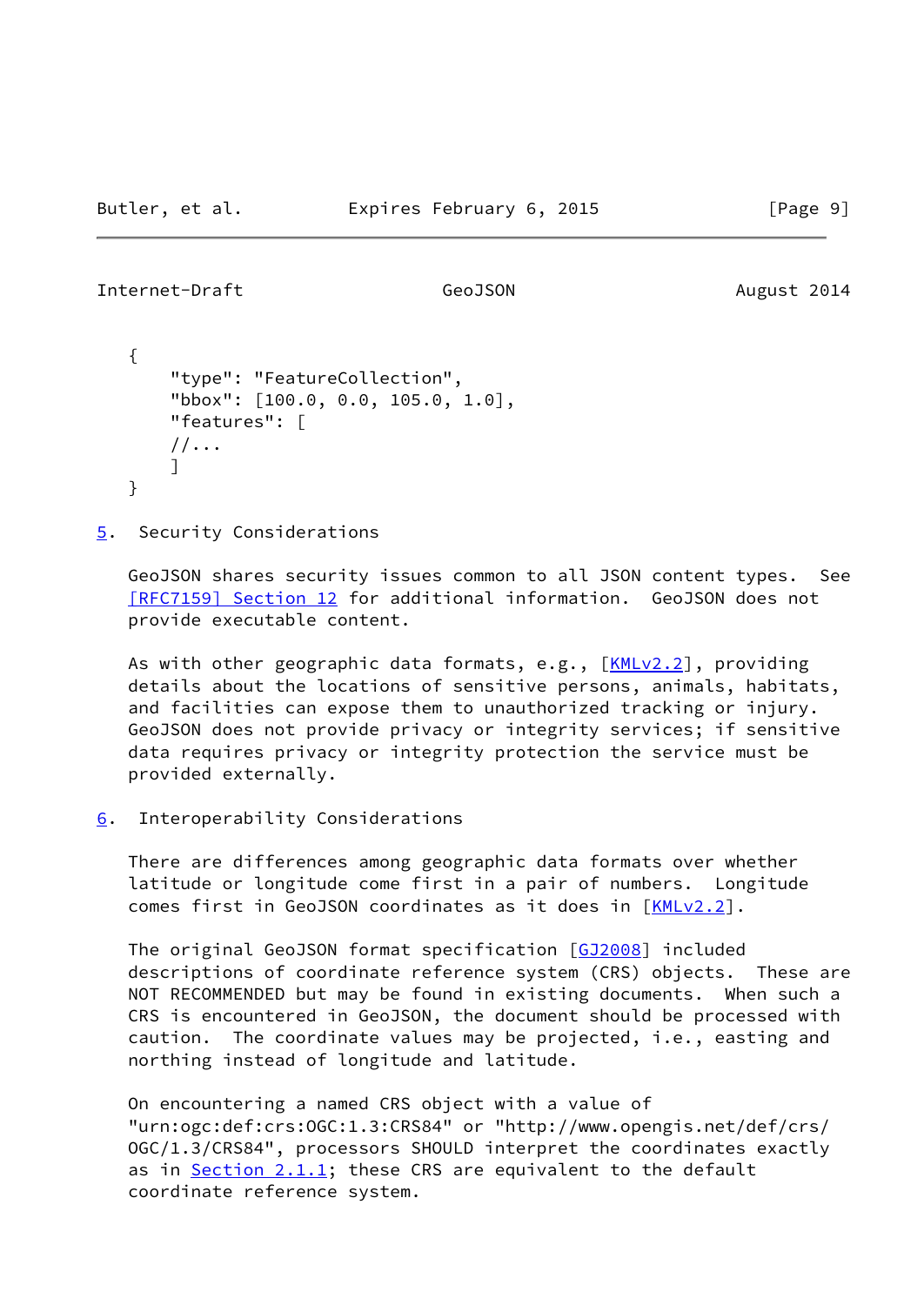```
{
    "type": "FeatureCollection",
    "bbox": [100.0, 0.0, 105.0, 1.0],
    "features": [
    //...
    ]
}
```

## 5. Security Considerations

GeoJSON shares security issues common to all JSON content types. See [RFC7159] Section 12 for additional information. GeoJSON does not provide executable content.

As with other geographic data formats, e.g., [KMLv2.2], providing details about the locations of sensitive persons, animals, habitats, and facilities can expose them to unauthorized tracking or injury. GeoJSON does not provide privacy or integrity services; if sensitive data requires privacy or integrity protection the service must be provided externally.

## 6. Interoperability Considerations

There are differences among geographic data formats over whether latitude or longitude come first in a pair of numbers. Longitude comes first in GeoJSON coordinates as it does in [KMLv2.2].

The original GeoJSON format specification [GJ2008] included descriptions of coordinate reference system (CRS) objects. These are NOT RECOMMENDED but may be found in existing documents. When such a CRS is encountered in GeoJSON, the document should be processed with caution. The coordinate values may be projected, i.e., easting and northing instead of longitude and latitude.

On encountering a named CRS object with a value of "urn:ogc:def:crs:OGC:1.3:CRS84" or "http://www.opengis.net/def/crs/OGC/1.3/CRS84", processors SHOULD interpret the coordinates exactly as in Section 2.1.1; these CRS are equivalent to the default coordinate reference system.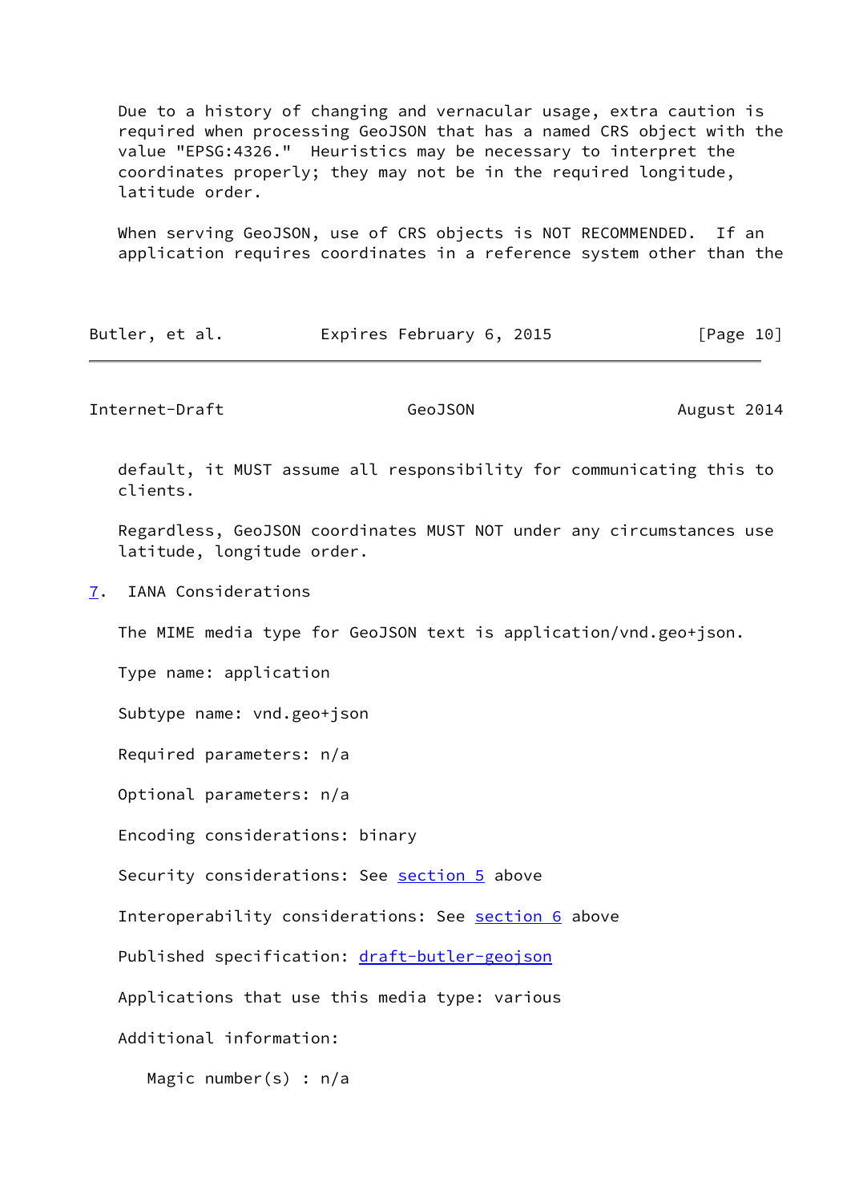Due to a history of changing and vernacular usage, extra caution is required when processing GeoJSON that has a named CRS object with the value "EPSG:4326." Heuristics may be necessary to interpret the coordinates properly; they may not be in the required longitude, latitude order.

When serving GeoJSON, use of CRS objects is NOT RECOMMENDED. If an application requires coordinates in a reference system other than the default, it MUST assume all responsibility for communicating this to clients.

Regardless, GeoJSON coordinates MUST NOT under any circumstances use latitude, longitude order.

## 7. IANA Considerations

The MIME media type for GeoJSON text is application/vnd.geo+json.

Type name: application

Subtype name: vnd.geo+json

Required parameters: n/a

Optional parameters: n/a

Encoding considerations: binary

Security considerations: See section 5 above

Interoperability considerations: See section 6 above

Published specification: draft-butler-geojson

Applications that use this media type: various

Additional information:

Magic number(s) : n/a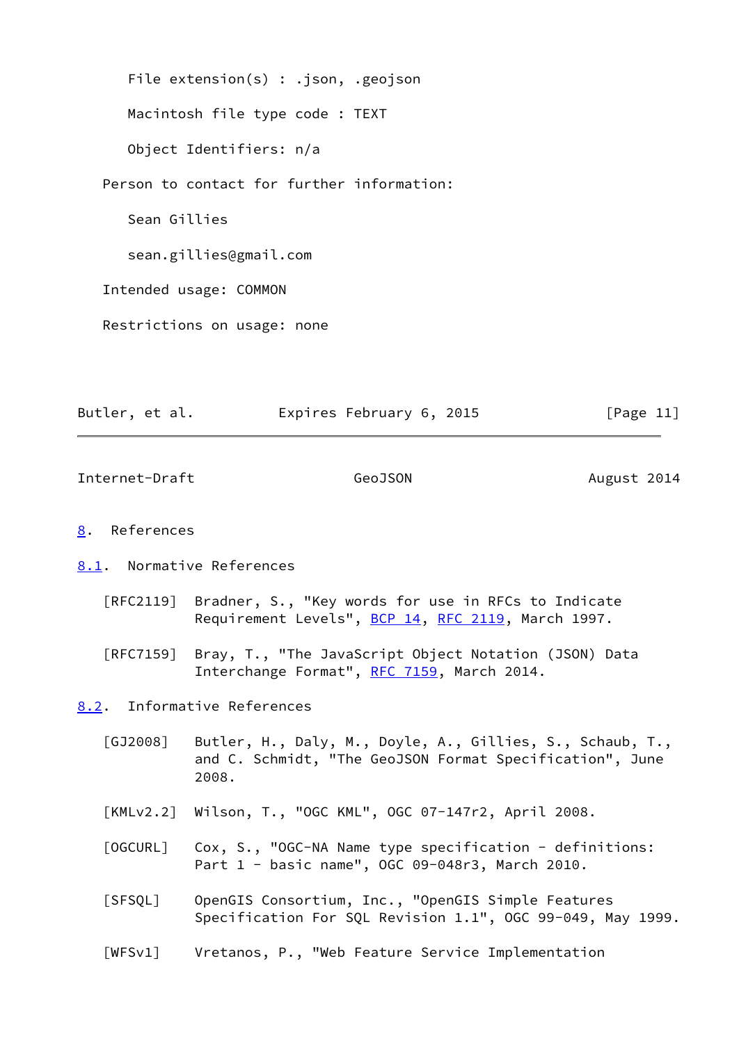File extension(s) : .json, .geojson

Macintosh file type code : TEXT

Object Identifiers: n/a

Person to contact for further information:

Sean Gillies

sean.gillies@gmail.com

Intended usage: COMMON

Restrictions on usage: none

# 8. References

## 8.1. Normative References

[RFC2119] Bradner, S., "Key words for use in RFCs to Indicate Requirement Levels", BCP 14, RFC 2119, March 1997.

[RFC7159] Bray, T., "The JavaScript Object Notation (JSON) Data Interchange Format", RFC 7159, March 2014.

## 8.2. Informative References

[GJ2008] Butler, H., Daly, M., Doyle, A., Gillies, S., Schaub, T., and C. Schmidt, "The GeoJSON Format Specification", June 2008.

[KMLv2.2] Wilson, T., "OGC KML", OGC 07-147r2, April 2008.

[OGCURL] Cox, S., "OGC-NA Name type specification - definitions: Part 1 - basic name", OGC 09-048r3, March 2010.

[SFSQL] OpenGIS Consortium, Inc., "OpenGIS Simple Features Specification For SQL Revision 1.1", OGC 99-049, May 1999.

[WFSv1] Vretanos, P., "Web Feature Service Implementation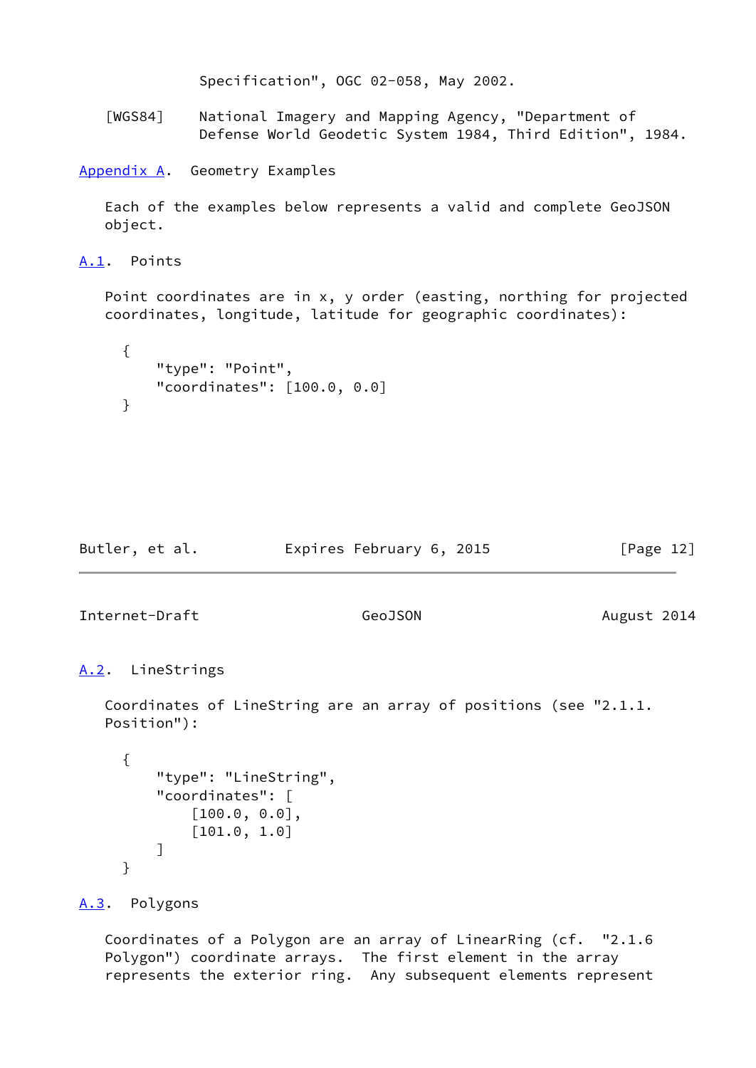Specification", OGC 02-058, May 2002.

[WGS84] National Imagery and Mapping Agency, "Department of Defense World Geodetic System 1984, Third Edition", 1984.

## Appendix A. Geometry Examples

Each of the examples below represents a valid and complete GeoJSON object.

### A.1. Points

Point coordinates are in x, y order (easting, northing for projected coordinates, longitude, latitude for geographic coordinates):

```
{
    "type": "Point",
    "coordinates": [100.0, 0.0]
}
```

### A.2. LineStrings

Coordinates of LineString are an array of positions (see "2.1.1. Position"):

```
{
    "type": "LineString",
    "coordinates": [
        [100.0, 0.0],
        [101.0, 1.0]
    ]
}
```

### A.3. Polygons

Coordinates of a Polygon are an array of LinearRing (cf. "2.1.6 Polygon") coordinate arrays. The first element in the array represents the exterior ring. Any subsequent elements represent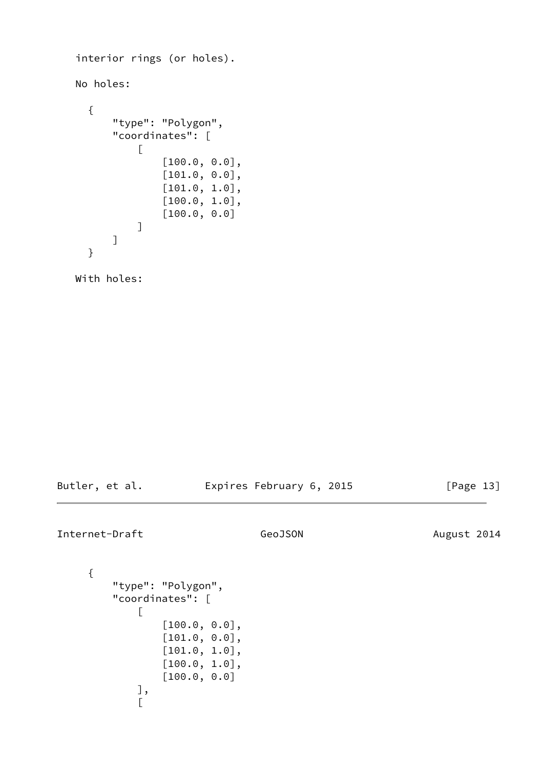interior rings (or holes).

No holes:

```
{
    "type": "Polygon",
    "coordinates": [
        [
            [100.0, 0.0],
            [101.0, 0.0],
            [101.0, 1.0],
            [100.0, 1.0],
            [100.0, 0.0]
        ]
    ]
}
```

With holes:

```
{
    "type": "Polygon",
    "coordinates": [
        [
            [100.0, 0.0],
            [101.0, 0.0],
            [101.0, 1.0],
            [100.0, 1.0],
            [100.0, 0.0]
        ],
        [
```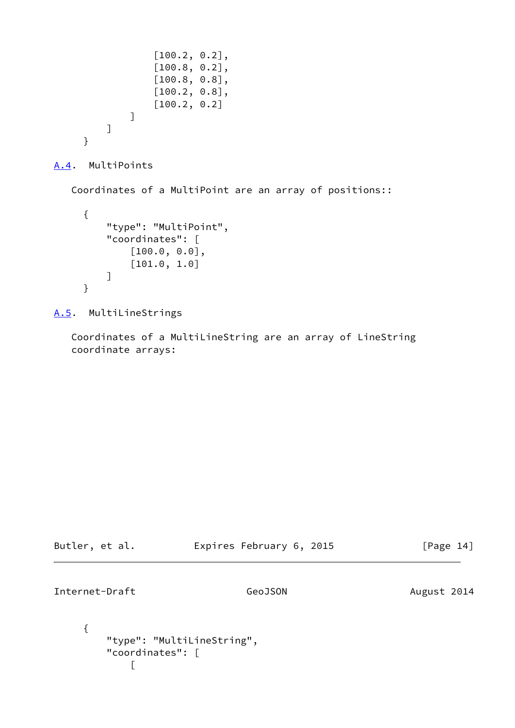```
                 [100.2, 0.2],
                 [100.8, 0.2],
                 [100.8, 0.8],
                 [100.2, 0.8],
                 [100.2, 0.2]
             ]
         ]
     }
```

### A.4. MultiPoints

Coordinates of a MultiPoint are an array of positions::

```
     {
         "type": "MultiPoint",
         "coordinates": [
             [100.0, 0.0],
             [101.0, 1.0]
         ]
     }
```

### A.5. MultiLineStrings

Coordinates of a MultiLineString are an array of LineString coordinate arrays:

```
     {
         "type": "MultiLineString",
         "coordinates": [
             [
```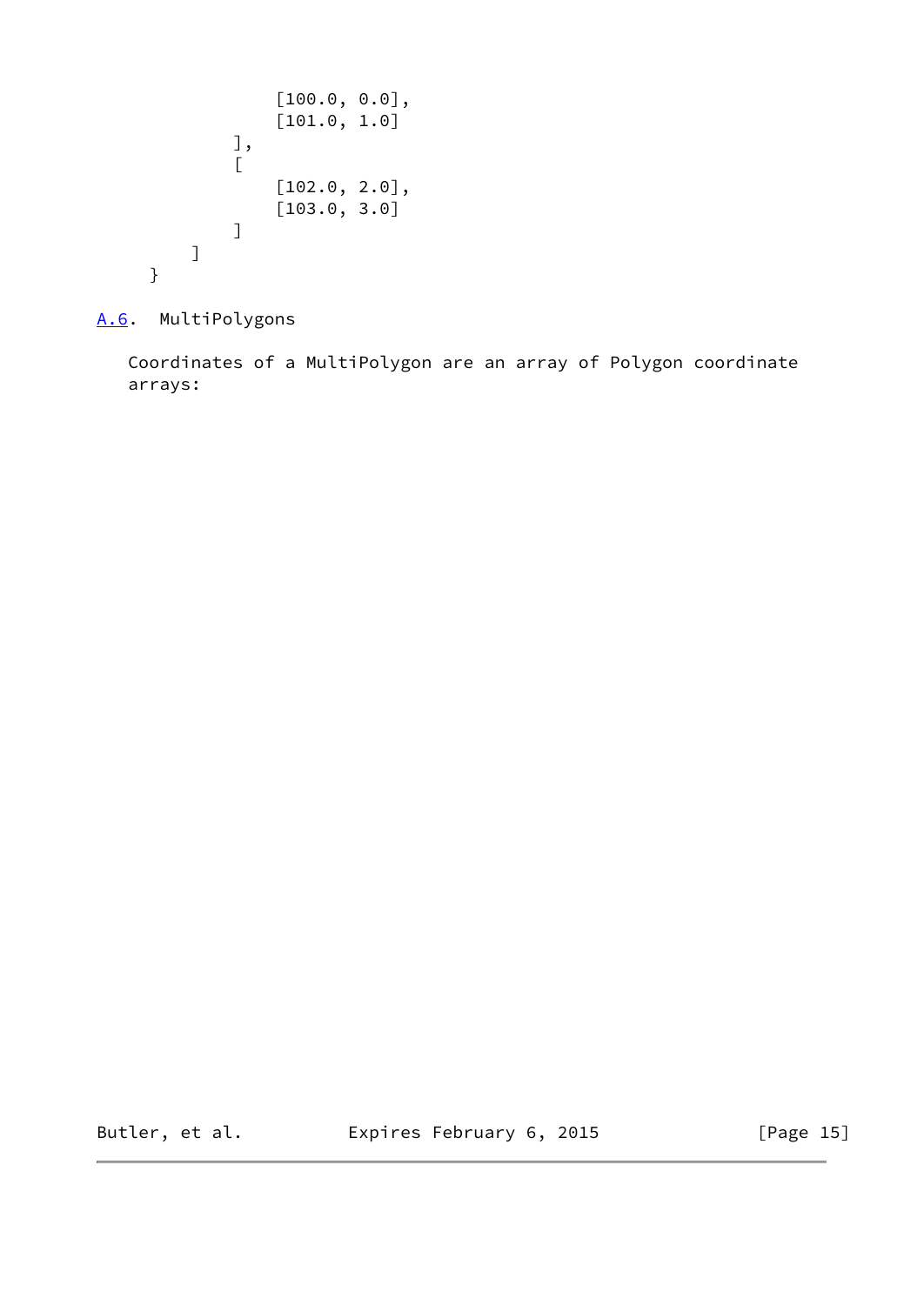```
                [100.0, 0.0],
                [101.0, 1.0]
            ],
            [
                [102.0, 2.0],
                [103.0, 3.0]
            ]
        ]
    }
```

### A.6. MultiPolygons

Coordinates of a MultiPolygon are an array of Polygon coordinate arrays: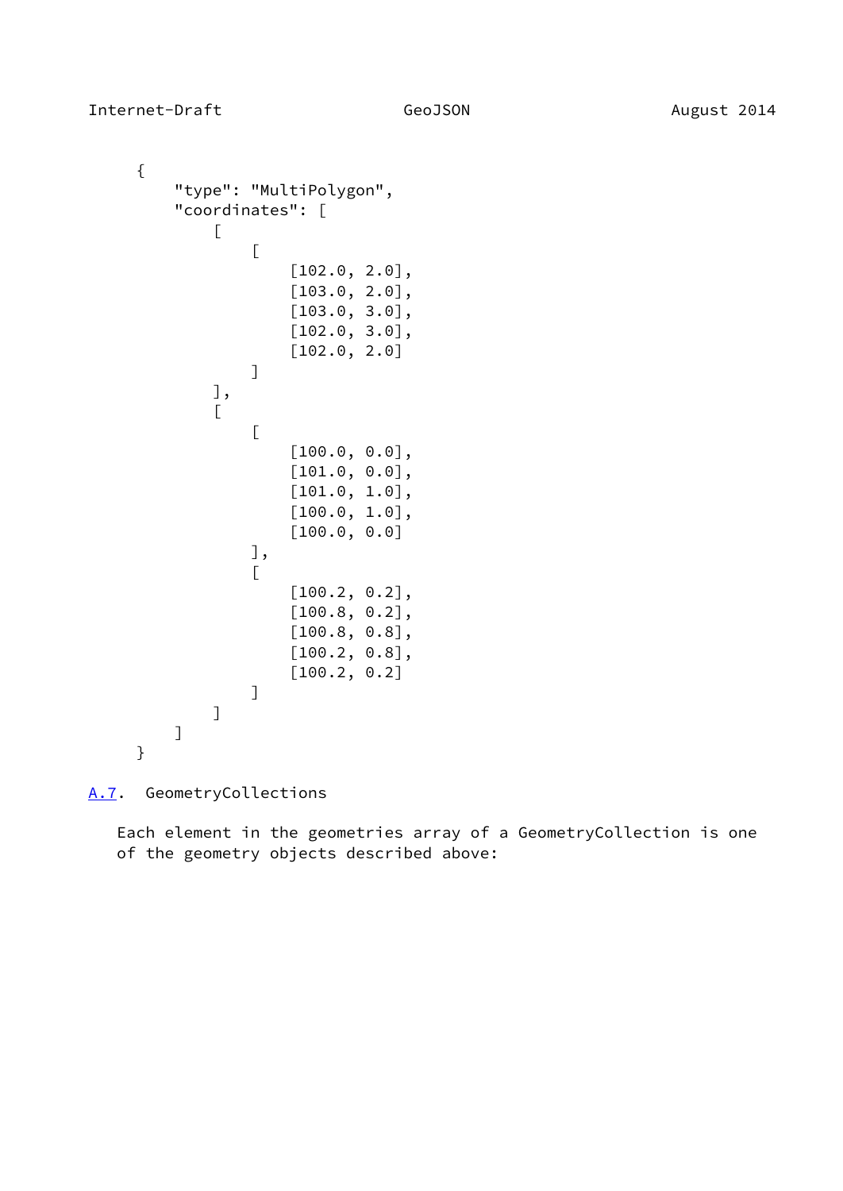```
{
    "type": "MultiPolygon",
    "coordinates": [
        [
            [
                [102.0, 2.0],
                [103.0, 2.0],
                [103.0, 3.0],
                [102.0, 3.0],
                [102.0, 2.0]
            ]
        ],
        [
            [
                [100.0, 0.0],
                [101.0, 0.0],
                [101.0, 1.0],
                [100.0, 1.0],
                [100.0, 0.0]
            ],
            [
                [100.2, 0.2],
                [100.8, 0.2],
                [100.8, 0.8],
                [100.2, 0.8],
                [100.2, 0.2]
            ]
        ]
    ]
}
```

## A.7. GeometryCollections

Each element in the geometries array of a GeometryCollection is one of the geometry objects described above: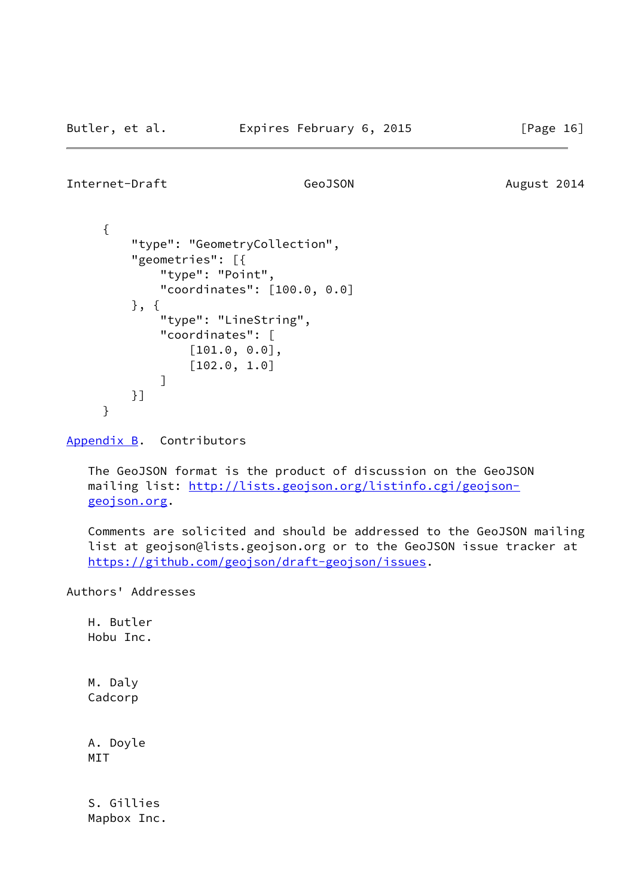```
{
    "type": "GeometryCollection",
    "geometries": [{
        "type": "Point",
        "coordinates": [100.0, 0.0]
    }, {
        "type": "LineString",
        "coordinates": [
            [101.0, 0.0],
            [102.0, 1.0]
        ]
    }]
}
```

## Appendix B. Contributors

The GeoJSON format is the product of discussion on the GeoJSON mailing list: http://lists.geojson.org/listinfo.cgi/geojson-geojson.org.

Comments are solicited and should be addressed to the GeoJSON mailing list at geojson@lists.geojson.org or to the GeoJSON issue tracker at https://github.com/geojson/draft-geojson/issues.

## Authors' Addresses

H. Butler
Hobu Inc.

M. Daly
Cadcorp

A. Doyle
MIT

S. Gillies
Mapbox Inc.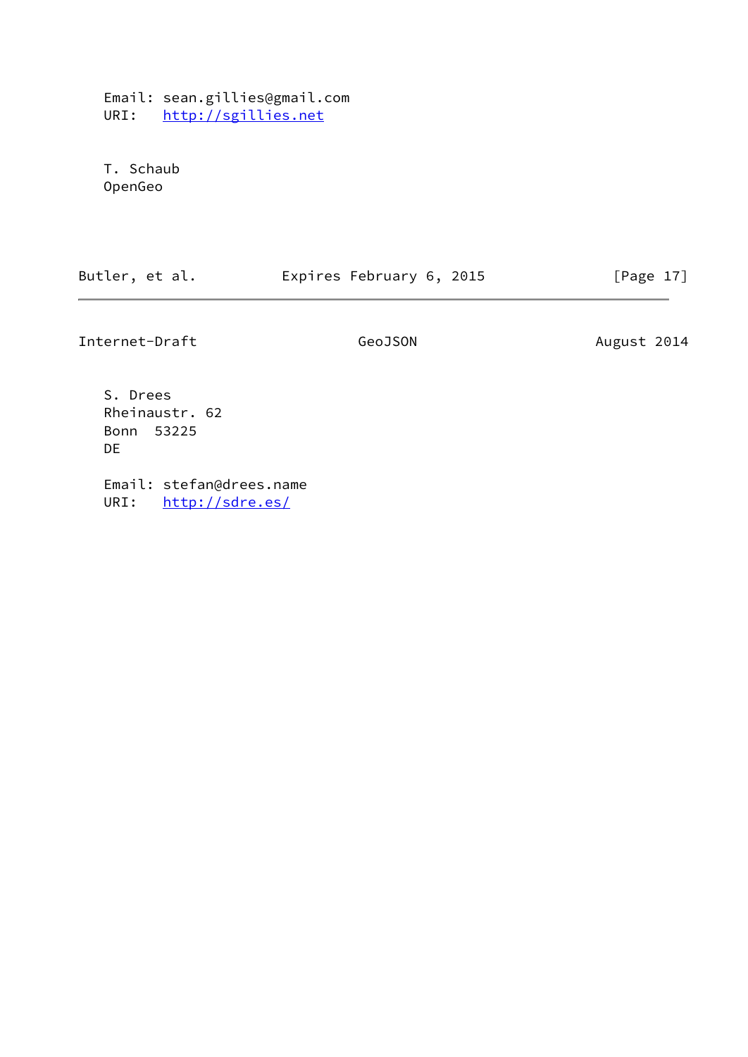Email: sean.gillies@gmail.com
URI:   http://sgillies.net

T. Schaub
OpenGeo

S. Drees
Rheinaustr. 62
Bonn  53225
DE

Email: stefan@drees.name
URI:   http://sdre.es/